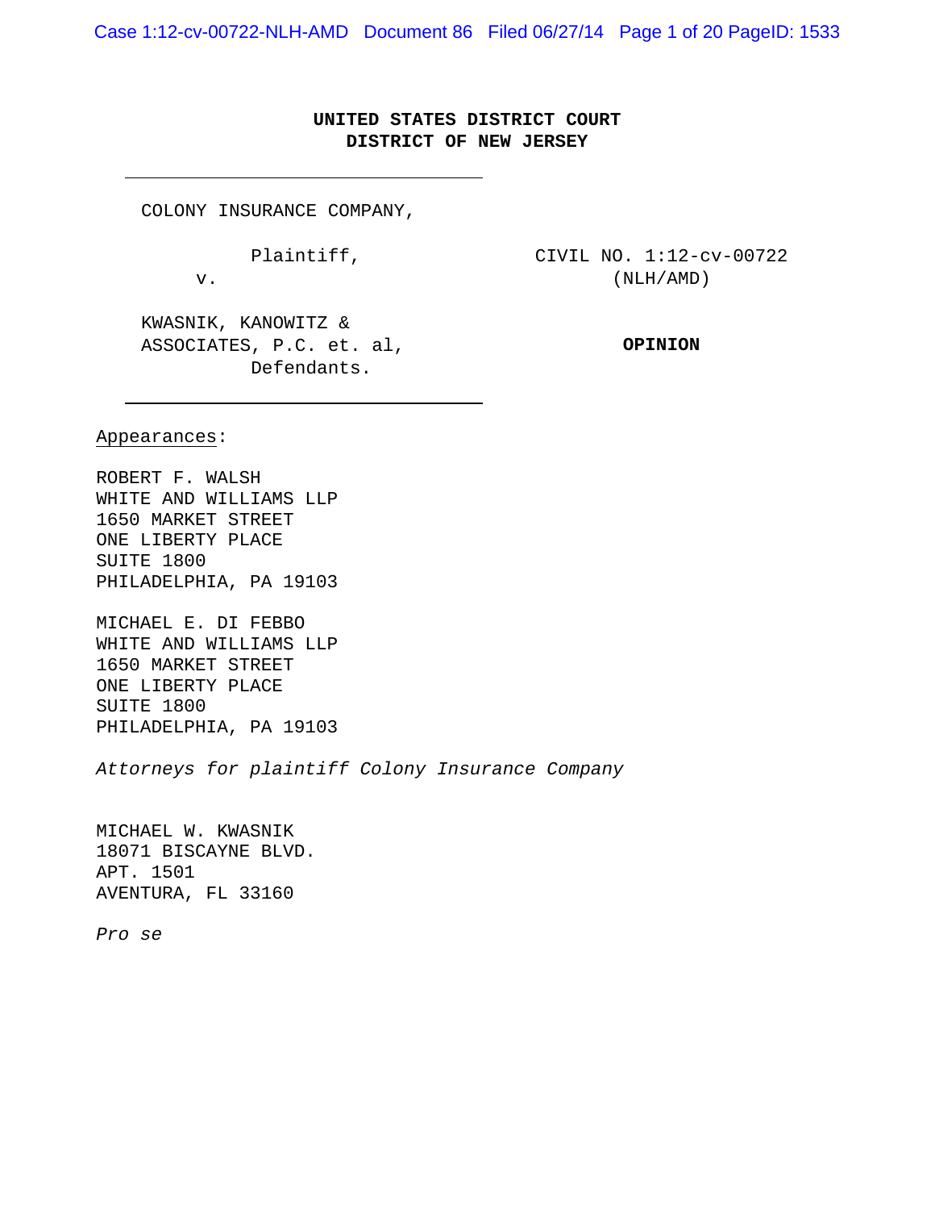**UNITED STATES DISTRICT COURT**
**DISTRICT OF NEW JERSEY**

---

COLONY INSURANCE COMPANY,

Plaintiff,

v.

KWASNIK, KANOWITZ & ASSOCIATES, P.C. et. al,

Defendants.

---

CIVIL NO. 1:12-cv-00722 (NLH/AMD)

**OPINION**

Appearances:

ROBERT F. WALSH
WHITE AND WILLIAMS LLP
1650 MARKET STREET
ONE LIBERTY PLACE
SUITE 1800
PHILADELPHIA, PA 19103

MICHAEL E. DI FEBBO
WHITE AND WILLIAMS LLP
1650 MARKET STREET
ONE LIBERTY PLACE
SUITE 1800
PHILADELPHIA, PA 19103

*Attorneys for plaintiff Colony Insurance Company*

MICHAEL W. KWASNIK
18071 BISCAYNE BLVD.
APT. 1501
AVENTURA, FL 33160

*Pro se*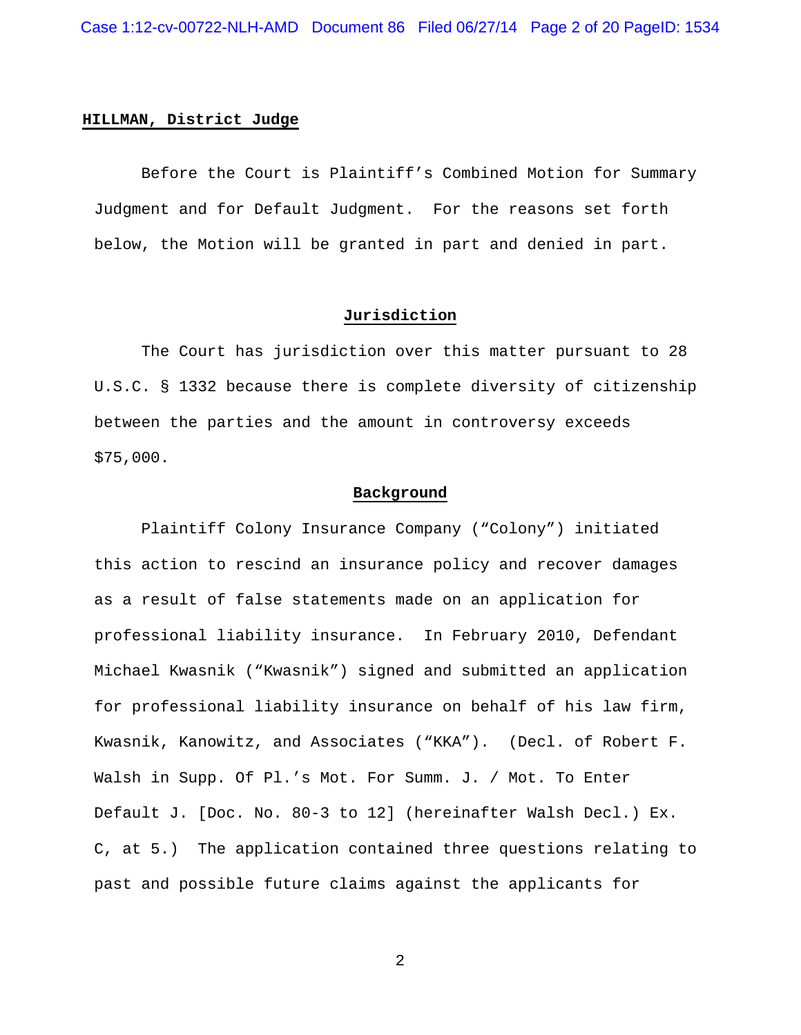**HILLMAN, District Judge**

Before the Court is Plaintiff's Combined Motion for Summary Judgment and for Default Judgment. For the reasons set forth below, the Motion will be granted in part and denied in part.

**Jurisdiction**

The Court has jurisdiction over this matter pursuant to 28 U.S.C. § 1332 because there is complete diversity of citizenship between the parties and the amount in controversy exceeds $75,000.

**Background**

Plaintiff Colony Insurance Company ("Colony") initiated this action to rescind an insurance policy and recover damages as a result of false statements made on an application for professional liability insurance. In February 2010, Defendant Michael Kwasnik ("Kwasnik") signed and submitted an application for professional liability insurance on behalf of his law firm, Kwasnik, Kanowitz, and Associates ("KKA"). (Decl. of Robert F. Walsh in Supp. Of Pl.'s Mot. For Summ. J. / Mot. To Enter Default J. [Doc. No. 80-3 to 12] (hereinafter Walsh Decl.) Ex. C, at 5.) The application contained three questions relating to past and possible future claims against the applicants for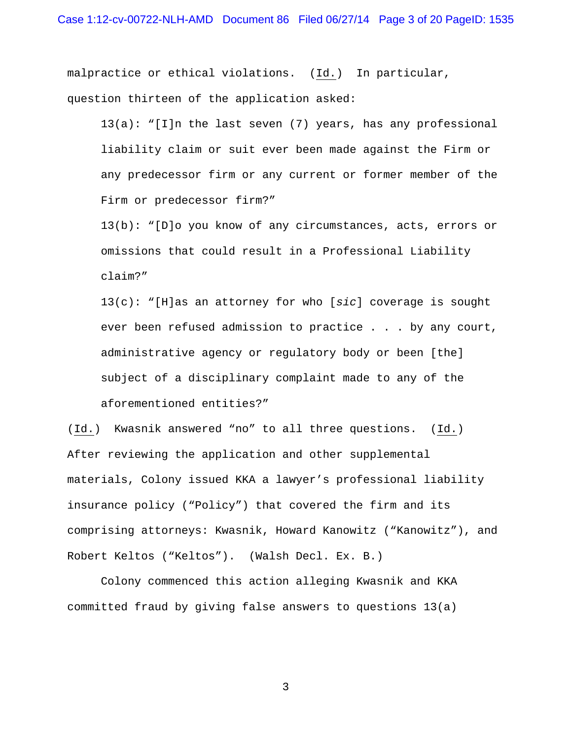malpractice or ethical violations. (Id.) In particular, question thirteen of the application asked:

> 13(a): "[I]n the last seven (7) years, has any professional liability claim or suit ever been made against the Firm or any predecessor firm or any current or former member of the Firm or predecessor firm?"
>
> 13(b): "[D]o you know of any circumstances, acts, errors or omissions that could result in a Professional Liability claim?"
>
> 13(c): "[H]as an attorney for who [*sic*] coverage is sought ever been refused admission to practice . . . by any court, administrative agency or regulatory body or been [the] subject of a disciplinary complaint made to any of the aforementioned entities?"

(Id.) Kwasnik answered "no" to all three questions. (Id.) After reviewing the application and other supplemental materials, Colony issued KKA a lawyer's professional liability insurance policy ("Policy") that covered the firm and its comprising attorneys: Kwasnik, Howard Kanowitz ("Kanowitz"), and Robert Keltos ("Keltos"). (Walsh Decl. Ex. B.)

Colony commenced this action alleging Kwasnik and KKA committed fraud by giving false answers to questions 13(a)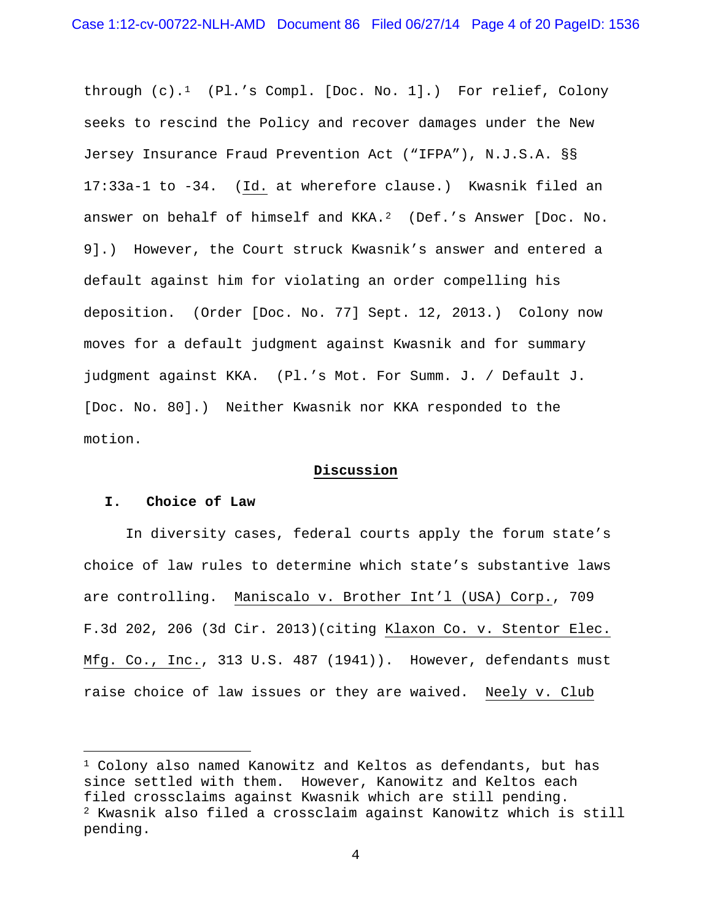through (c).[1] (Pl.'s Compl. [Doc. No. 1].) For relief, Colony seeks to rescind the Policy and recover damages under the New Jersey Insurance Fraud Prevention Act ("IFPA"), N.J.S.A. §§ 17:33a-1 to -34. (Id. at wherefore clause.) Kwasnik filed an answer on behalf of himself and KKA.[2] (Def.'s Answer [Doc. No. 9].) However, the Court struck Kwasnik's answer and entered a default against him for violating an order compelling his deposition. (Order [Doc. No. 77] Sept. 12, 2013.) Colony now moves for a default judgment against Kwasnik and for summary judgment against KKA. (Pl.'s Mot. For Summ. J. / Default J. [Doc. No. 80].) Neither Kwasnik nor KKA responded to the motion.

## Discussion

### I. Choice of Law

In diversity cases, federal courts apply the forum state's choice of law rules to determine which state's substantive laws are controlling. Maniscalo v. Brother Int'l (USA) Corp., 709 F.3d 202, 206 (3d Cir. 2013)(citing Klaxon Co. v. Stentor Elec. Mfg. Co., Inc., 313 U.S. 487 (1941)). However, defendants must raise choice of law issues or they are waived. Neely v. Club

---

[1] Colony also named Kanowitz and Keltos as defendants, but has since settled with them. However, Kanowitz and Keltos each filed crossclaims against Kwasnik which are still pending.

[2] Kwasnik also filed a crossclaim against Kanowitz which is still pending.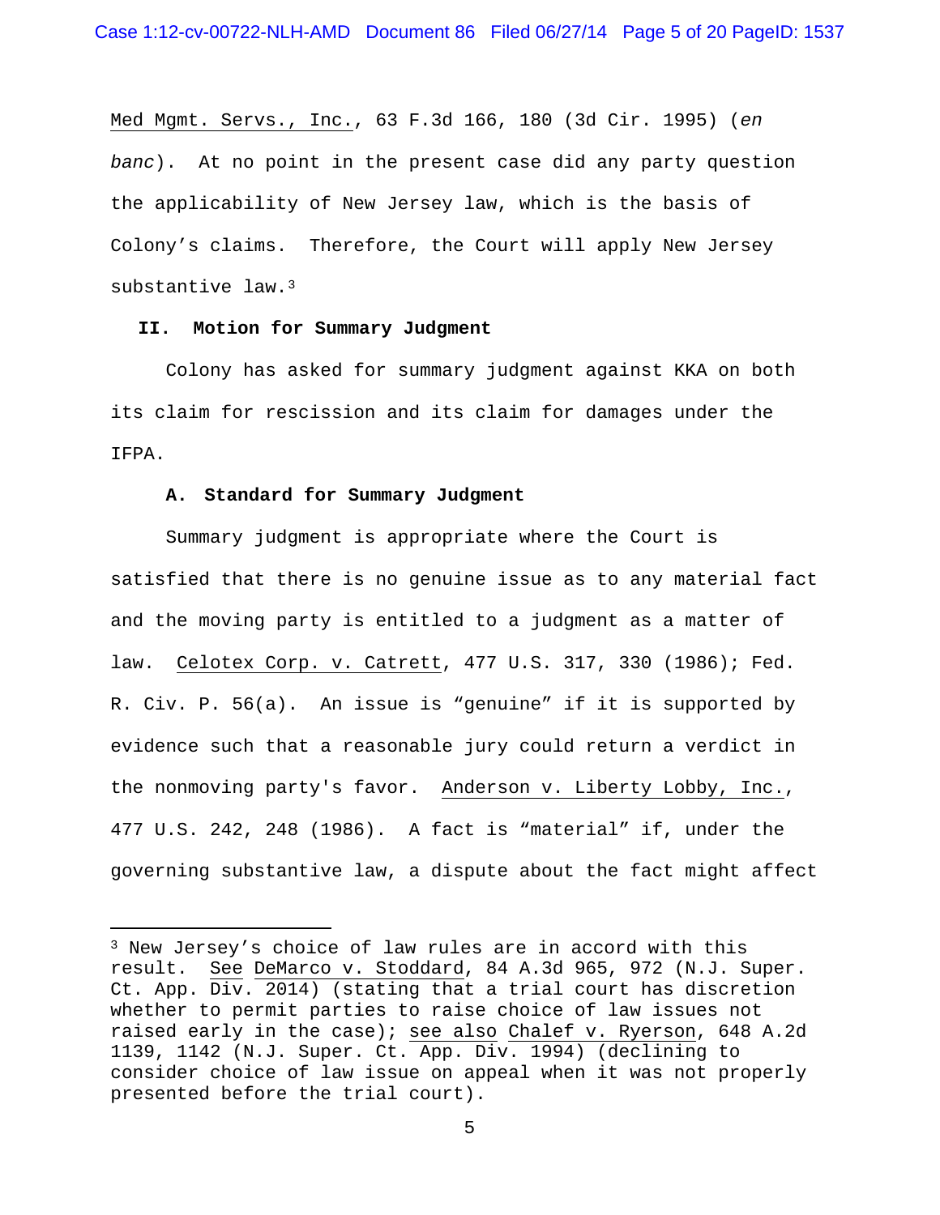Med Mgmt. Servs., Inc., 63 F.3d 166, 180 (3d Cir. 1995) (*en banc*). At no point in the present case did any party question the applicability of New Jersey law, which is the basis of Colony's claims. Therefore, the Court will apply New Jersey substantive law.[3]

## II. Motion for Summary Judgment

Colony has asked for summary judgment against KKA on both its claim for rescission and its claim for damages under the IFPA.

### A. Standard for Summary Judgment

Summary judgment is appropriate where the Court is satisfied that there is no genuine issue as to any material fact and the moving party is entitled to a judgment as a matter of law. Celotex Corp. v. Catrett, 477 U.S. 317, 330 (1986); Fed. R. Civ. P. 56(a). An issue is "genuine" if it is supported by evidence such that a reasonable jury could return a verdict in the nonmoving party's favor. Anderson v. Liberty Lobby, Inc., 477 U.S. 242, 248 (1986). A fact is "material" if, under the governing substantive law, a dispute about the fact might affect

---

[3] New Jersey's choice of law rules are in accord with this result. See DeMarco v. Stoddard, 84 A.3d 965, 972 (N.J. Super. Ct. App. Div. 2014) (stating that a trial court has discretion whether to permit parties to raise choice of law issues not raised early in the case); see also Chalef v. Ryerson, 648 A.2d 1139, 1142 (N.J. Super. Ct. App. Div. 1994) (declining to consider choice of law issue on appeal when it was not properly presented before the trial court).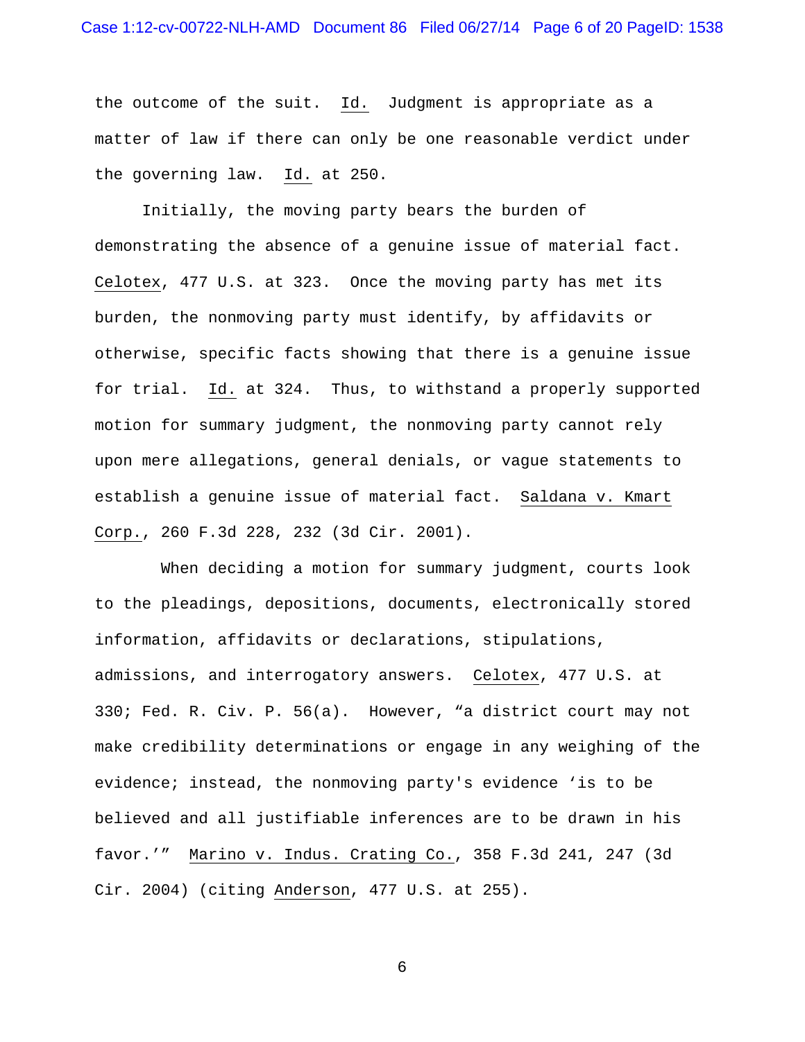the outcome of the suit. Id. Judgment is appropriate as a matter of law if there can only be one reasonable verdict under the governing law. Id. at 250.

Initially, the moving party bears the burden of demonstrating the absence of a genuine issue of material fact. Celotex, 477 U.S. at 323. Once the moving party has met its burden, the nonmoving party must identify, by affidavits or otherwise, specific facts showing that there is a genuine issue for trial. Id. at 324. Thus, to withstand a properly supported motion for summary judgment, the nonmoving party cannot rely upon mere allegations, general denials, or vague statements to establish a genuine issue of material fact. Saldana v. Kmart Corp., 260 F.3d 228, 232 (3d Cir. 2001).

When deciding a motion for summary judgment, courts look to the pleadings, depositions, documents, electronically stored information, affidavits or declarations, stipulations, admissions, and interrogatory answers. Celotex, 477 U.S. at 330; Fed. R. Civ. P. 56(a). However, "a district court may not make credibility determinations or engage in any weighing of the evidence; instead, the nonmoving party's evidence 'is to be believed and all justifiable inferences are to be drawn in his favor.'" Marino v. Indus. Crating Co., 358 F.3d 241, 247 (3d Cir. 2004) (citing Anderson, 477 U.S. at 255).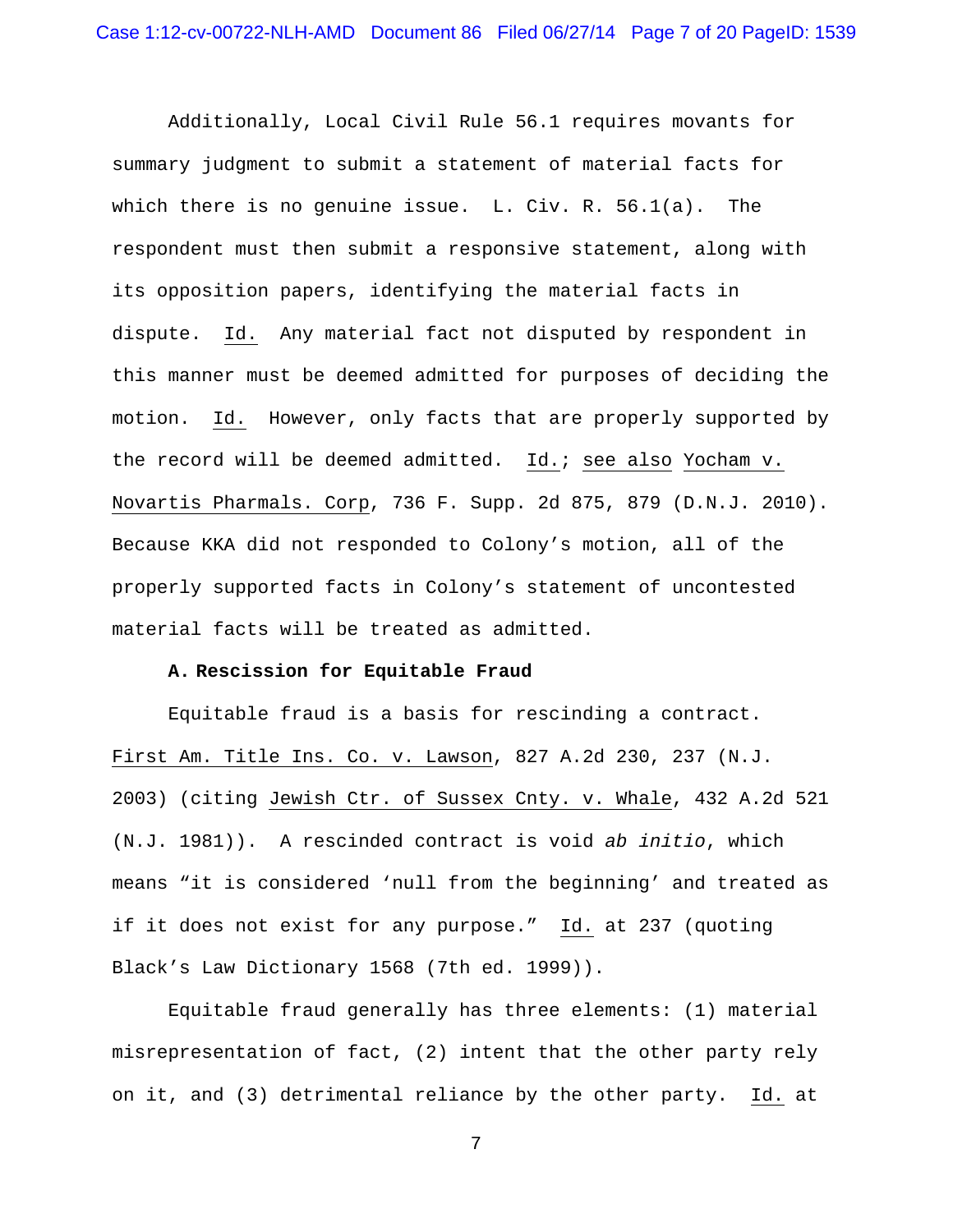Additionally, Local Civil Rule 56.1 requires movants for summary judgment to submit a statement of material facts for which there is no genuine issue. L. Civ. R. 56.1(a). The respondent must then submit a responsive statement, along with its opposition papers, identifying the material facts in dispute. Id. Any material fact not disputed by respondent in this manner must be deemed admitted for purposes of deciding the motion. Id. However, only facts that are properly supported by the record will be deemed admitted. Id.; see also Yocham v. Novartis Pharmals. Corp, 736 F. Supp. 2d 875, 879 (D.N.J. 2010). Because KKA did not responded to Colony's motion, all of the properly supported facts in Colony's statement of uncontested material facts will be treated as admitted.

**A. Rescission for Equitable Fraud**

Equitable fraud is a basis for rescinding a contract. First Am. Title Ins. Co. v. Lawson, 827 A.2d 230, 237 (N.J. 2003) (citing Jewish Ctr. of Sussex Cnty. v. Whale, 432 A.2d 521 (N.J. 1981)). A rescinded contract is void *ab initio*, which means "it is considered 'null from the beginning' and treated as if it does not exist for any purpose." Id. at 237 (quoting Black's Law Dictionary 1568 (7th ed. 1999)).

Equitable fraud generally has three elements: (1) material misrepresentation of fact, (2) intent that the other party rely on it, and (3) detrimental reliance by the other party. Id. at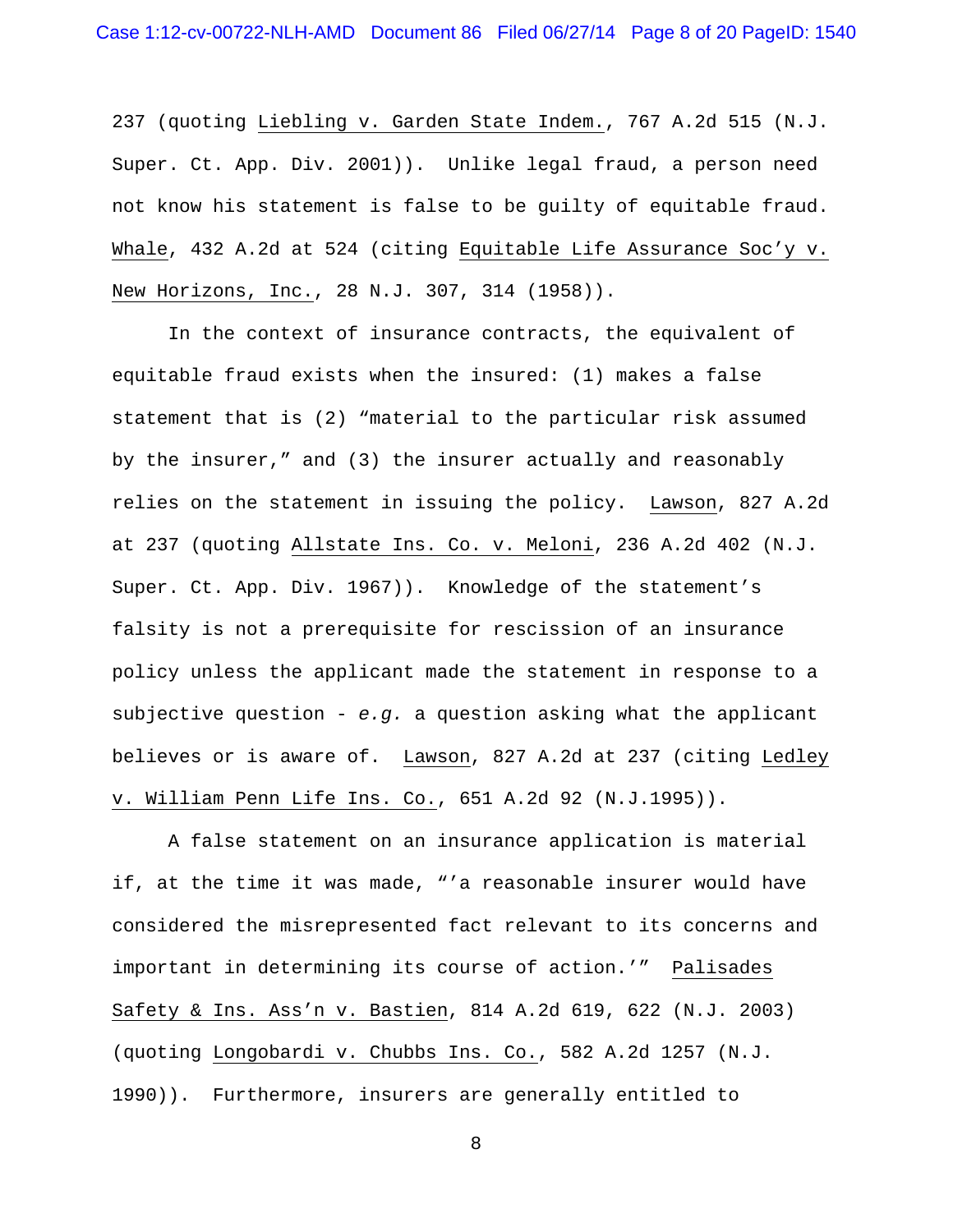237 (quoting Liebling v. Garden State Indem., 767 A.2d 515 (N.J. Super. Ct. App. Div. 2001)). Unlike legal fraud, a person need not know his statement is false to be guilty of equitable fraud. Whale, 432 A.2d at 524 (citing Equitable Life Assurance Soc'y v. New Horizons, Inc., 28 N.J. 307, 314 (1958)).

In the context of insurance contracts, the equivalent of equitable fraud exists when the insured: (1) makes a false statement that is (2) "material to the particular risk assumed by the insurer," and (3) the insurer actually and reasonably relies on the statement in issuing the policy. Lawson, 827 A.2d at 237 (quoting Allstate Ins. Co. v. Meloni, 236 A.2d 402 (N.J. Super. Ct. App. Div. 1967)). Knowledge of the statement's falsity is not a prerequisite for rescission of an insurance policy unless the applicant made the statement in response to a subjective question - *e.g.* a question asking what the applicant believes or is aware of. Lawson, 827 A.2d at 237 (citing Ledley v. William Penn Life Ins. Co., 651 A.2d 92 (N.J.1995)).

A false statement on an insurance application is material if, at the time it was made, "'a reasonable insurer would have considered the misrepresented fact relevant to its concerns and important in determining its course of action.'" Palisades Safety & Ins. Ass'n v. Bastien, 814 A.2d 619, 622 (N.J. 2003) (quoting Longobardi v. Chubbs Ins. Co., 582 A.2d 1257 (N.J. 1990)). Furthermore, insurers are generally entitled to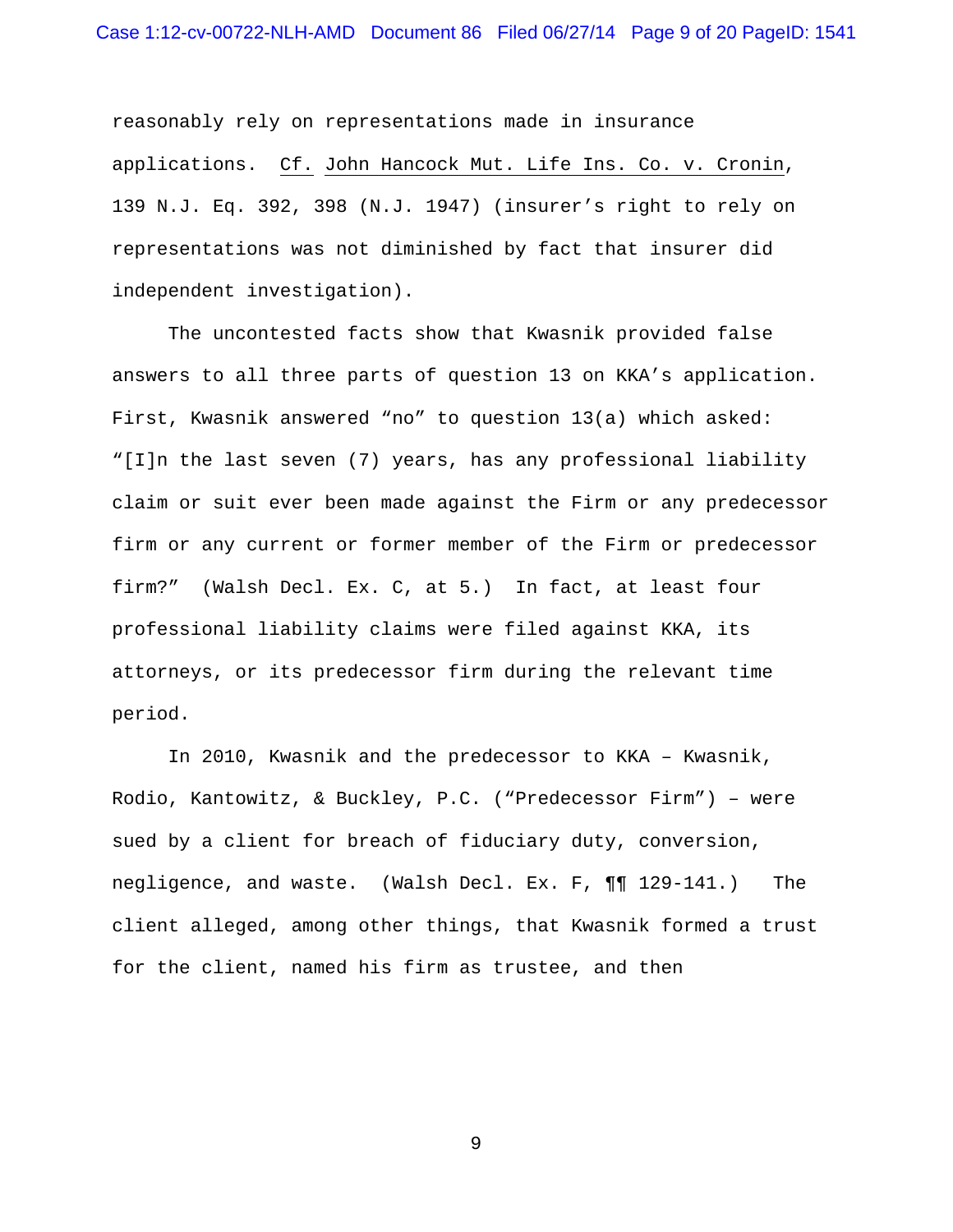reasonably rely on representations made in insurance applications. Cf. John Hancock Mut. Life Ins. Co. v. Cronin, 139 N.J. Eq. 392, 398 (N.J. 1947) (insurer's right to rely on representations was not diminished by fact that insurer did independent investigation).

The uncontested facts show that Kwasnik provided false answers to all three parts of question 13 on KKA's application. First, Kwasnik answered "no" to question 13(a) which asked: "[I]n the last seven (7) years, has any professional liability claim or suit ever been made against the Firm or any predecessor firm or any current or former member of the Firm or predecessor firm?" (Walsh Decl. Ex. C, at 5.) In fact, at least four professional liability claims were filed against KKA, its attorneys, or its predecessor firm during the relevant time period.

In 2010, Kwasnik and the predecessor to KKA – Kwasnik, Rodio, Kantowitz, & Buckley, P.C. ("Predecessor Firm") – were sued by a client for breach of fiduciary duty, conversion, negligence, and waste. (Walsh Decl. Ex. F, ¶¶ 129-141.) The client alleged, among other things, that Kwasnik formed a trust for the client, named his firm as trustee, and then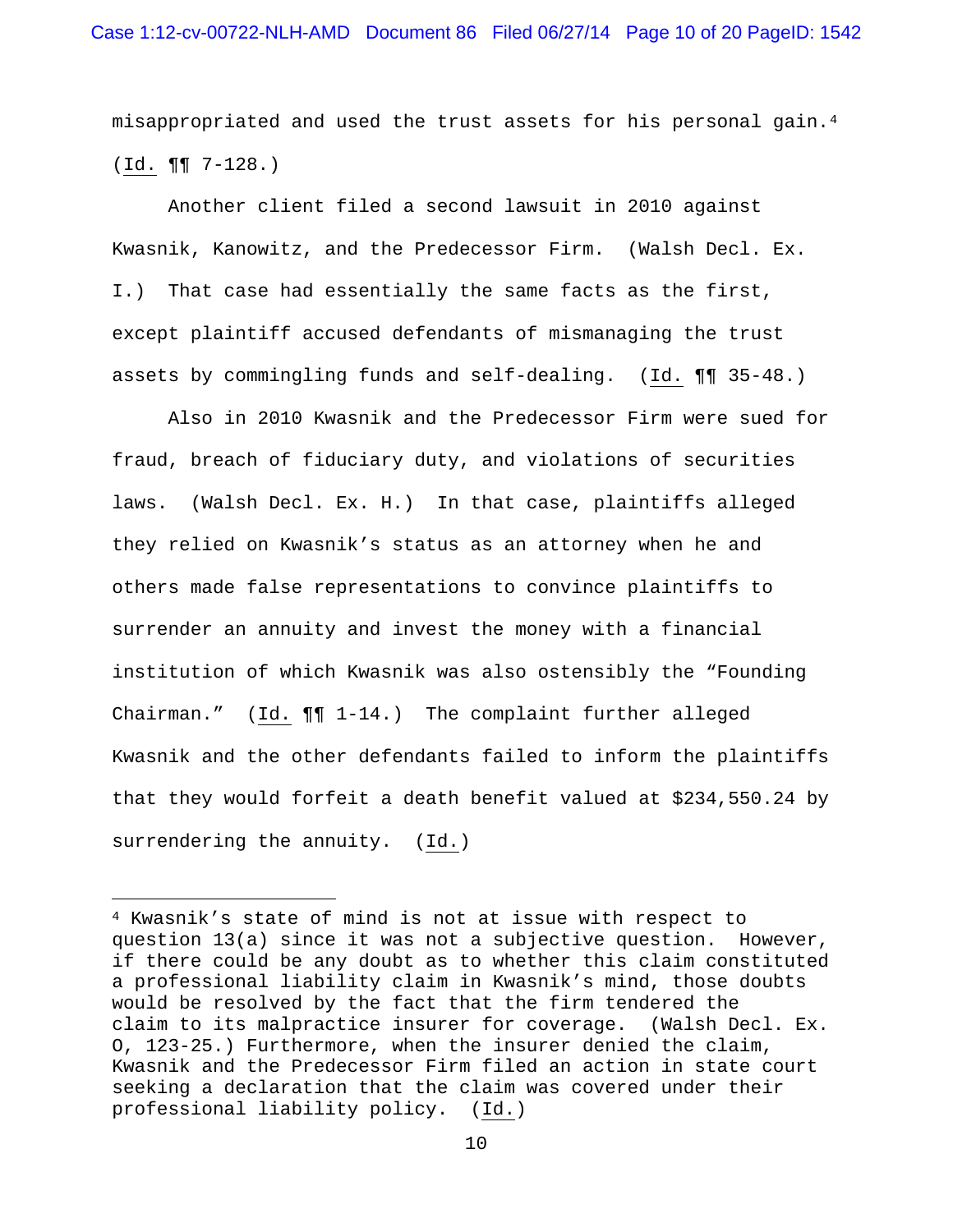misappropriated and used the trust assets for his personal gain.[4] (Id. ¶¶ 7-128.)

Another client filed a second lawsuit in 2010 against Kwasnik, Kanowitz, and the Predecessor Firm. (Walsh Decl. Ex. I.) That case had essentially the same facts as the first, except plaintiff accused defendants of mismanaging the trust assets by commingling funds and self-dealing. (Id. ¶¶ 35-48.)

Also in 2010 Kwasnik and the Predecessor Firm were sued for fraud, breach of fiduciary duty, and violations of securities laws. (Walsh Decl. Ex. H.) In that case, plaintiffs alleged they relied on Kwasnik's status as an attorney when he and others made false representations to convince plaintiffs to surrender an annuity and invest the money with a financial institution of which Kwasnik was also ostensibly the "Founding Chairman." (Id. ¶¶ 1-14.) The complaint further alleged Kwasnik and the other defendants failed to inform the plaintiffs that they would forfeit a death benefit valued at $234,550.24 by surrendering the annuity. (Id.)

---

[4] Kwasnik's state of mind is not at issue with respect to question 13(a) since it was not a subjective question. However, if there could be any doubt as to whether this claim constituted a professional liability claim in Kwasnik's mind, those doubts would be resolved by the fact that the firm tendered the claim to its malpractice insurer for coverage. (Walsh Decl. Ex. O, 123-25.) Furthermore, when the insurer denied the claim, Kwasnik and the Predecessor Firm filed an action in state court seeking a declaration that the claim was covered under their professional liability policy. (Id.)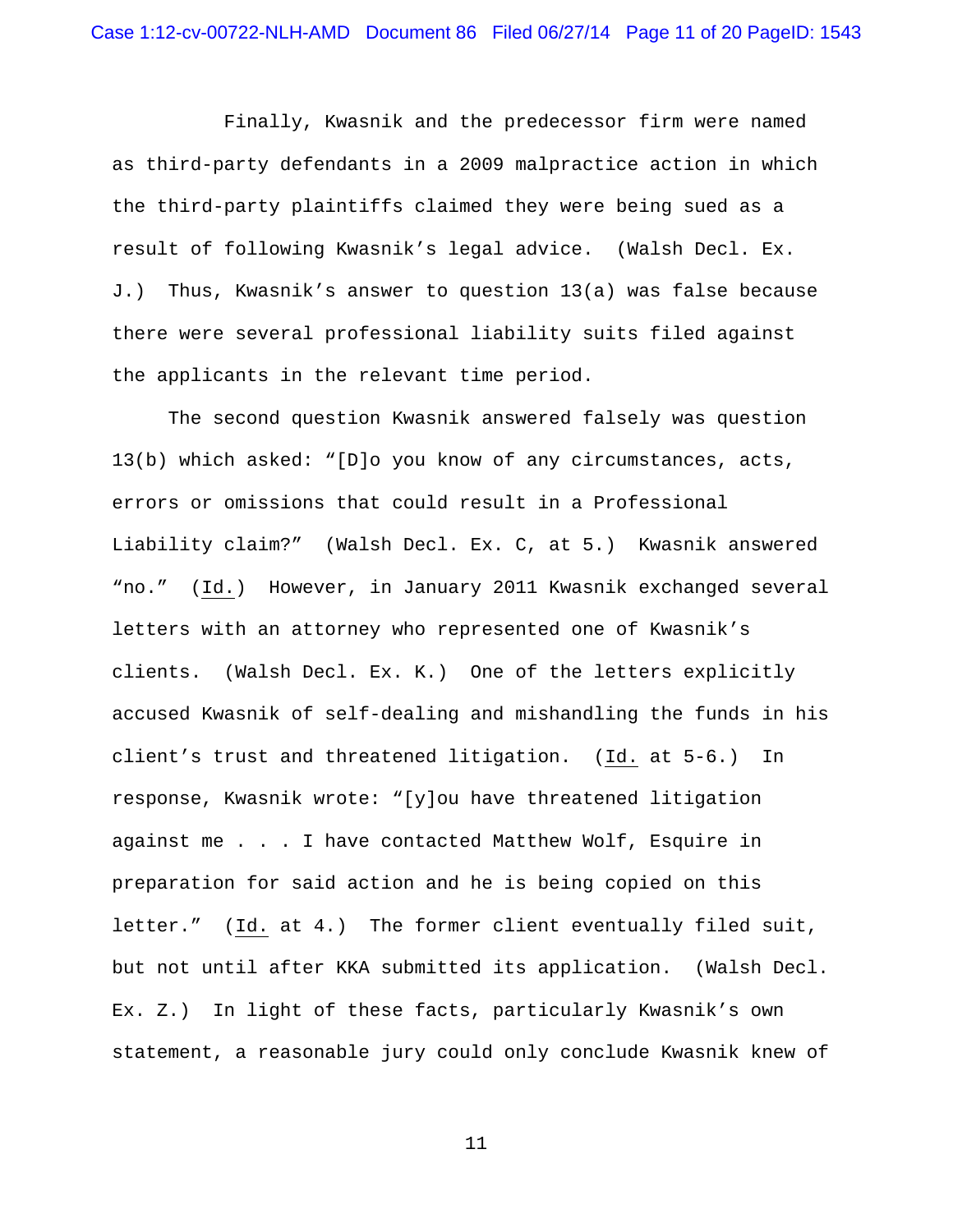Finally, Kwasnik and the predecessor firm were named as third-party defendants in a 2009 malpractice action in which the third-party plaintiffs claimed they were being sued as a result of following Kwasnik's legal advice. (Walsh Decl. Ex. J.) Thus, Kwasnik's answer to question 13(a) was false because there were several professional liability suits filed against the applicants in the relevant time period.

The second question Kwasnik answered falsely was question 13(b) which asked: "[D]o you know of any circumstances, acts, errors or omissions that could result in a Professional Liability claim?" (Walsh Decl. Ex. C, at 5.) Kwasnik answered "no." (Id.) However, in January 2011 Kwasnik exchanged several letters with an attorney who represented one of Kwasnik's clients. (Walsh Decl. Ex. K.) One of the letters explicitly accused Kwasnik of self-dealing and mishandling the funds in his client's trust and threatened litigation. (Id. at 5-6.) In response, Kwasnik wrote: "[y]ou have threatened litigation against me . . . I have contacted Matthew Wolf, Esquire in preparation for said action and he is being copied on this letter." (Id. at 4.) The former client eventually filed suit, but not until after KKA submitted its application. (Walsh Decl. Ex. Z.) In light of these facts, particularly Kwasnik's own statement, a reasonable jury could only conclude Kwasnik knew of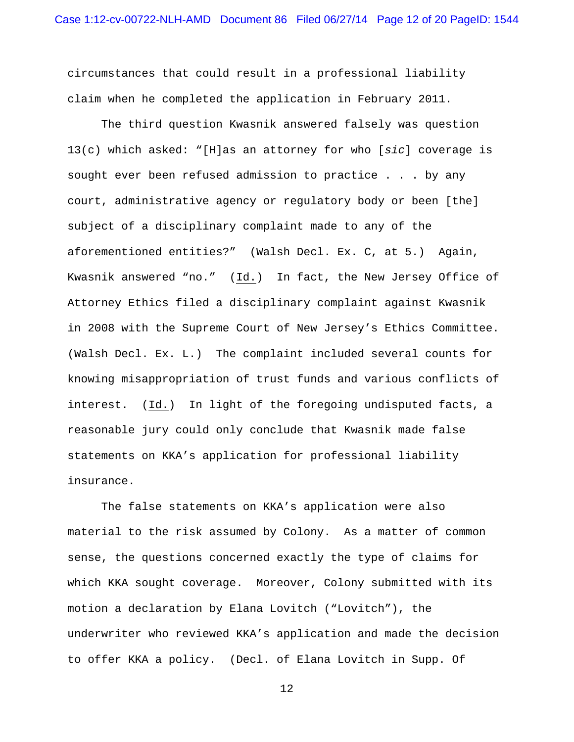circumstances that could result in a professional liability claim when he completed the application in February 2011.

The third question Kwasnik answered falsely was question 13(c) which asked: "[H]as an attorney for who [*sic*] coverage is sought ever been refused admission to practice . . . by any court, administrative agency or regulatory body or been [the] subject of a disciplinary complaint made to any of the aforementioned entities?" (Walsh Decl. Ex. C, at 5.) Again, Kwasnik answered "no." (Id.) In fact, the New Jersey Office of Attorney Ethics filed a disciplinary complaint against Kwasnik in 2008 with the Supreme Court of New Jersey's Ethics Committee. (Walsh Decl. Ex. L.) The complaint included several counts for knowing misappropriation of trust funds and various conflicts of interest. (Id.) In light of the foregoing undisputed facts, a reasonable jury could only conclude that Kwasnik made false statements on KKA's application for professional liability insurance.

The false statements on KKA's application were also material to the risk assumed by Colony. As a matter of common sense, the questions concerned exactly the type of claims for which KKA sought coverage. Moreover, Colony submitted with its motion a declaration by Elana Lovitch ("Lovitch"), the underwriter who reviewed KKA's application and made the decision to offer KKA a policy. (Decl. of Elana Lovitch in Supp. Of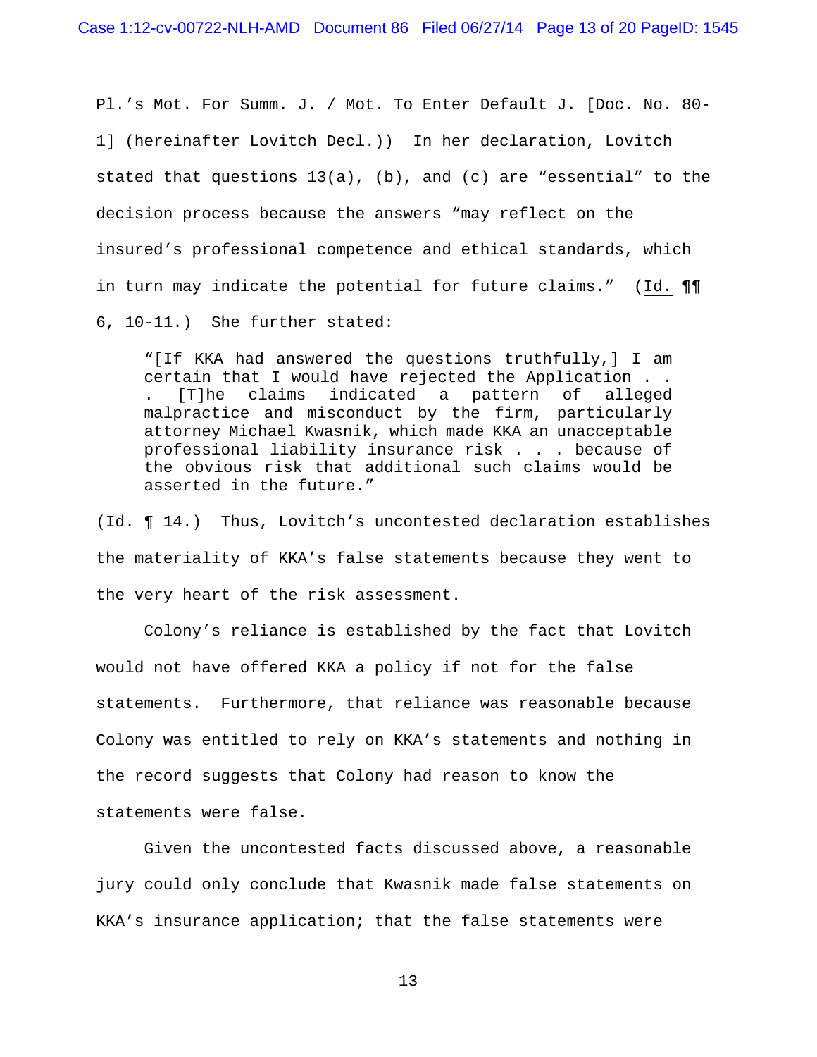Pl.'s Mot. For Summ. J. / Mot. To Enter Default J. [Doc. No. 80-1] (hereinafter Lovitch Decl.)) In her declaration, Lovitch stated that questions 13(a), (b), and (c) are "essential" to the decision process because the answers "may reflect on the insured's professional competence and ethical standards, which in turn may indicate the potential for future claims." (Id. ¶¶ 6, 10-11.) She further stated:

> "[If KKA had answered the questions truthfully,] I am certain that I would have rejected the Application . . . [T]he claims indicated a pattern of alleged malpractice and misconduct by the firm, particularly attorney Michael Kwasnik, which made KKA an unacceptable professional liability insurance risk . . . because of the obvious risk that additional such claims would be asserted in the future."

(Id. ¶ 14.) Thus, Lovitch's uncontested declaration establishes the materiality of KKA's false statements because they went to the very heart of the risk assessment.

Colony's reliance is established by the fact that Lovitch would not have offered KKA a policy if not for the false statements. Furthermore, that reliance was reasonable because Colony was entitled to rely on KKA's statements and nothing in the record suggests that Colony had reason to know the statements were false.

Given the uncontested facts discussed above, a reasonable jury could only conclude that Kwasnik made false statements on KKA's insurance application; that the false statements were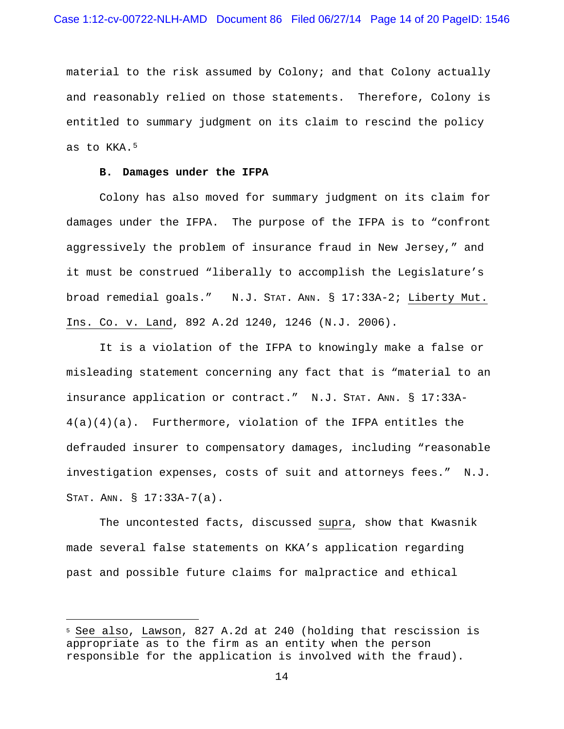material to the risk assumed by Colony; and that Colony actually and reasonably relied on those statements. Therefore, Colony is entitled to summary judgment on its claim to rescind the policy as to KKA.[5]

**B. Damages under the IFPA**

Colony has also moved for summary judgment on its claim for damages under the IFPA. The purpose of the IFPA is to "confront aggressively the problem of insurance fraud in New Jersey," and it must be construed "liberally to accomplish the Legislature's broad remedial goals." N.J. STAT. ANN. § 17:33A-2; Liberty Mut. Ins. Co. v. Land, 892 A.2d 1240, 1246 (N.J. 2006).

It is a violation of the IFPA to knowingly make a false or misleading statement concerning any fact that is "material to an insurance application or contract." N.J. STAT. ANN. § 17:33A-4(a)(4)(a). Furthermore, violation of the IFPA entitles the defrauded insurer to compensatory damages, including "reasonable investigation expenses, costs of suit and attorneys fees." N.J. STAT. ANN. § 17:33A-7(a).

The uncontested facts, discussed supra, show that Kwasnik made several false statements on KKA's application regarding past and possible future claims for malpractice and ethical

---

[5] See also, Lawson, 827 A.2d at 240 (holding that rescission is appropriate as to the firm as an entity when the person responsible for the application is involved with the fraud).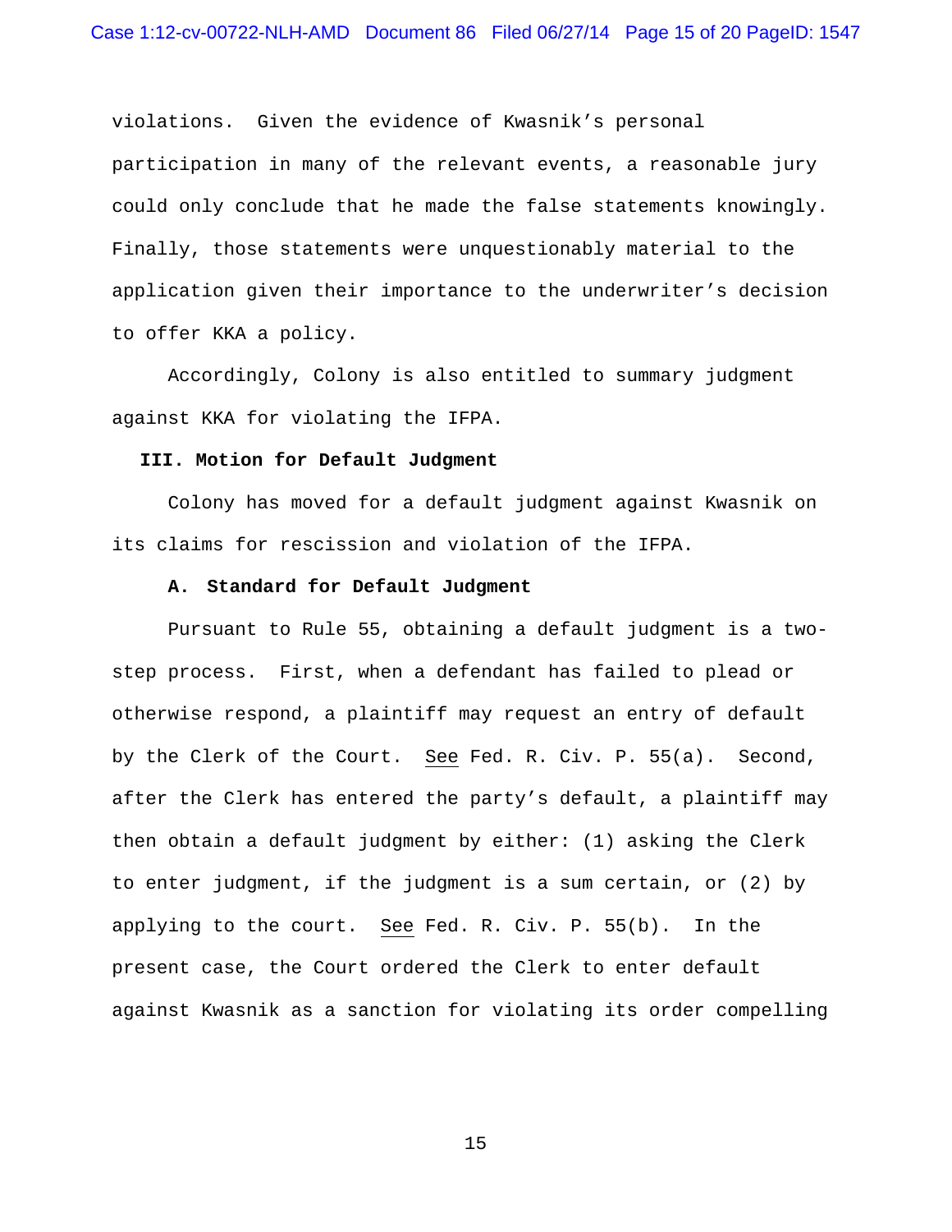violations. Given the evidence of Kwasnik's personal participation in many of the relevant events, a reasonable jury could only conclude that he made the false statements knowingly. Finally, those statements were unquestionably material to the application given their importance to the underwriter's decision to offer KKA a policy.

Accordingly, Colony is also entitled to summary judgment against KKA for violating the IFPA.

## III. Motion for Default Judgment

Colony has moved for a default judgment against Kwasnik on its claims for rescission and violation of the IFPA.

### A. Standard for Default Judgment

Pursuant to Rule 55, obtaining a default judgment is a two-step process. First, when a defendant has failed to plead or otherwise respond, a plaintiff may request an entry of default by the Clerk of the Court. See Fed. R. Civ. P. 55(a). Second, after the Clerk has entered the party's default, a plaintiff may then obtain a default judgment by either: (1) asking the Clerk to enter judgment, if the judgment is a sum certain, or (2) by applying to the court. See Fed. R. Civ. P. 55(b). In the present case, the Court ordered the Clerk to enter default against Kwasnik as a sanction for violating its order compelling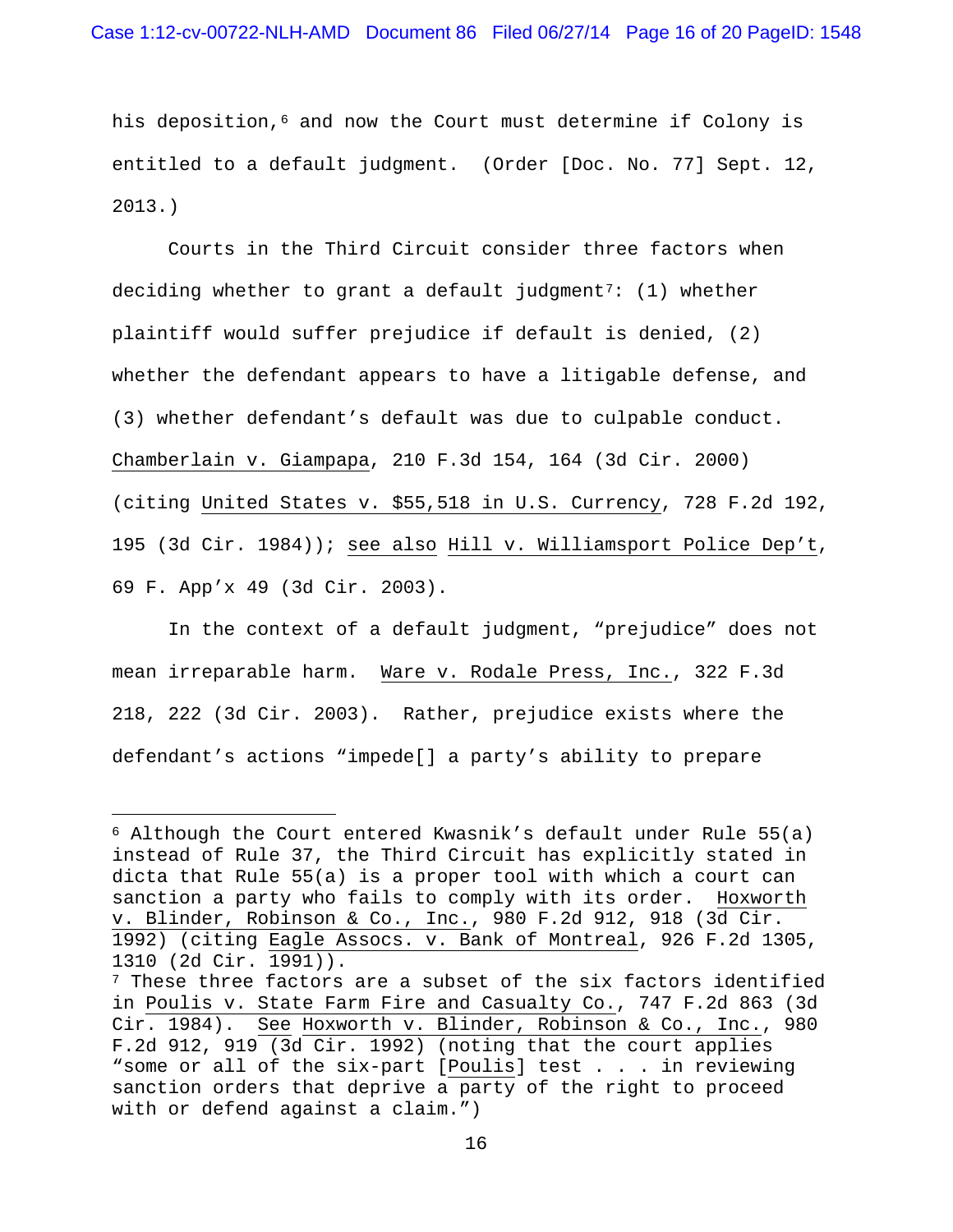his deposition,[6] and now the Court must determine if Colony is entitled to a default judgment. (Order [Doc. No. 77] Sept. 12, 2013.)

Courts in the Third Circuit consider three factors when deciding whether to grant a default judgment[7]: (1) whether plaintiff would suffer prejudice if default is denied, (2) whether the defendant appears to have a litigable defense, and (3) whether defendant's default was due to culpable conduct. Chamberlain v. Giampapa, 210 F.3d 154, 164 (3d Cir. 2000) (citing United States v. $55,518 in U.S. Currency, 728 F.2d 192, 195 (3d Cir. 1984)); see also Hill v. Williamsport Police Dep't, 69 F. App'x 49 (3d Cir. 2003).

In the context of a default judgment, "prejudice" does not mean irreparable harm. Ware v. Rodale Press, Inc., 322 F.3d 218, 222 (3d Cir. 2003). Rather, prejudice exists where the defendant's actions "impede[] a party's ability to prepare

---

[6] Although the Court entered Kwasnik's default under Rule 55(a) instead of Rule 37, the Third Circuit has explicitly stated in dicta that Rule 55(a) is a proper tool with which a court can sanction a party who fails to comply with its order. Hoxworth v. Blinder, Robinson & Co., Inc., 980 F.2d 912, 918 (3d Cir. 1992) (citing Eagle Assocs. v. Bank of Montreal, 926 F.2d 1305, 1310 (2d Cir. 1991)).

[7] These three factors are a subset of the six factors identified in Poulis v. State Farm Fire and Casualty Co., 747 F.2d 863 (3d Cir. 1984). See Hoxworth v. Blinder, Robinson & Co., Inc., 980 F.2d 912, 919 (3d Cir. 1992) (noting that the court applies "some or all of the six-part [Poulis] test . . . in reviewing sanction orders that deprive a party of the right to proceed with or defend against a claim.")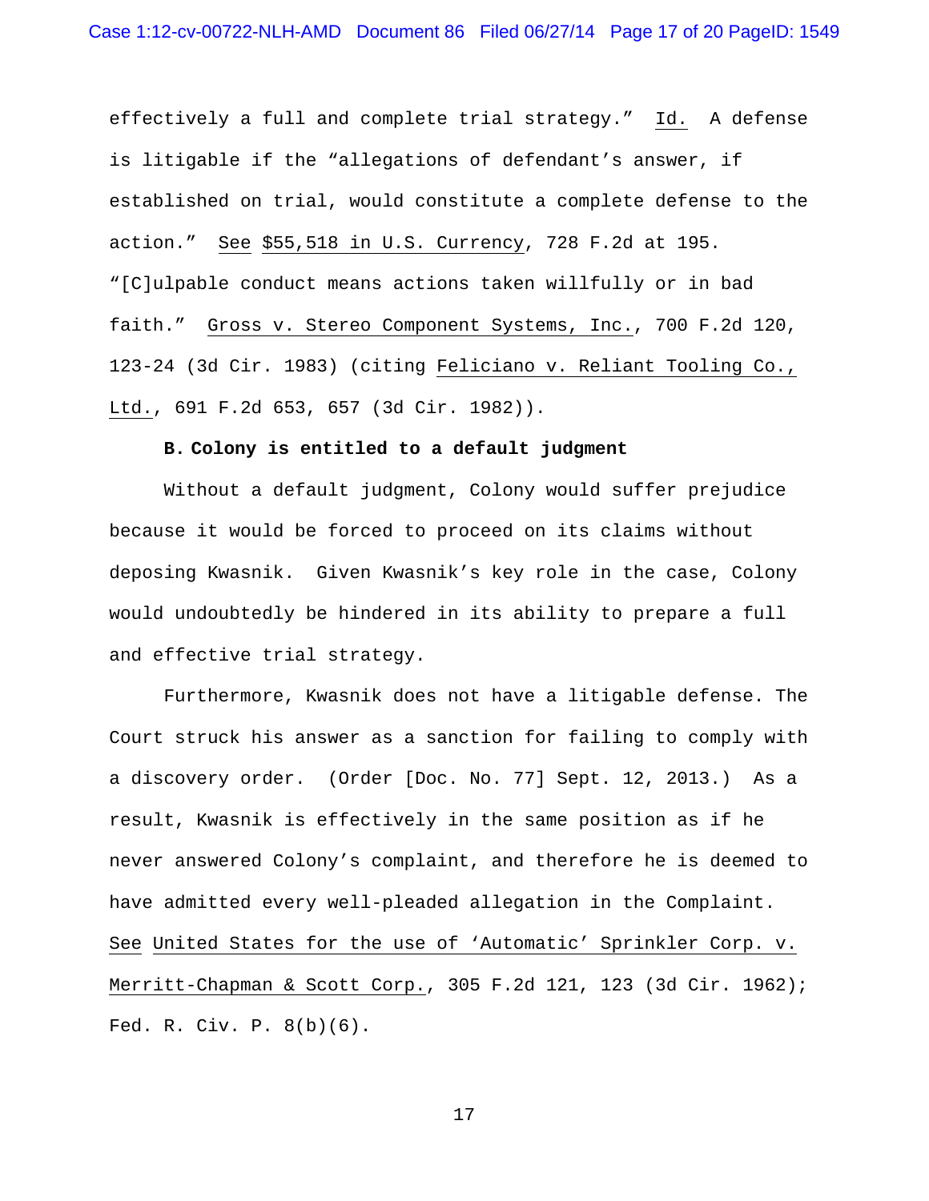effectively a full and complete trial strategy." Id. A defense is litigable if the "allegations of defendant's answer, if established on trial, would constitute a complete defense to the action." See $55,518 in U.S. Currency, 728 F.2d at 195. "[C]ulpable conduct means actions taken willfully or in bad faith." Gross v. Stereo Component Systems, Inc., 700 F.2d 120, 123-24 (3d Cir. 1983) (citing Feliciano v. Reliant Tooling Co., Ltd., 691 F.2d 653, 657 (3d Cir. 1982)).

**B. Colony is entitled to a default judgment**

Without a default judgment, Colony would suffer prejudice because it would be forced to proceed on its claims without deposing Kwasnik. Given Kwasnik's key role in the case, Colony would undoubtedly be hindered in its ability to prepare a full and effective trial strategy.

Furthermore, Kwasnik does not have a litigable defense. The Court struck his answer as a sanction for failing to comply with a discovery order. (Order [Doc. No. 77] Sept. 12, 2013.) As a result, Kwasnik is effectively in the same position as if he never answered Colony's complaint, and therefore he is deemed to have admitted every well-pleaded allegation in the Complaint. See United States for the use of 'Automatic' Sprinkler Corp. v. Merritt-Chapman & Scott Corp., 305 F.2d 121, 123 (3d Cir. 1962); Fed. R. Civ. P. 8(b)(6).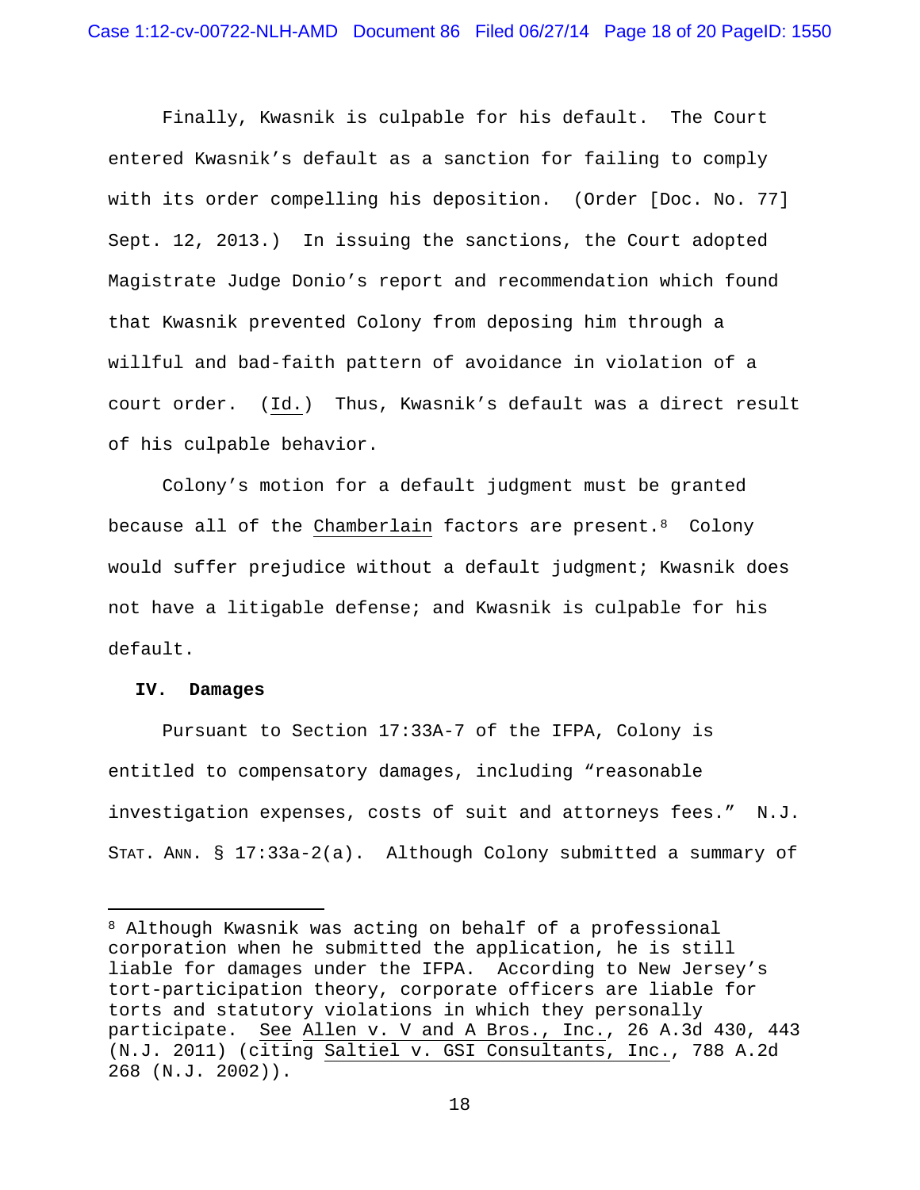Finally, Kwasnik is culpable for his default. The Court entered Kwasnik's default as a sanction for failing to comply with its order compelling his deposition. (Order [Doc. No. 77] Sept. 12, 2013.) In issuing the sanctions, the Court adopted Magistrate Judge Donio's report and recommendation which found that Kwasnik prevented Colony from deposing him through a willful and bad-faith pattern of avoidance in violation of a court order. (Id.) Thus, Kwasnik's default was a direct result of his culpable behavior.

Colony's motion for a default judgment must be granted because all of the Chamberlain factors are present.[8] Colony would suffer prejudice without a default judgment; Kwasnik does not have a litigable defense; and Kwasnik is culpable for his default.

## IV. Damages

Pursuant to Section 17:33A-7 of the IFPA, Colony is entitled to compensatory damages, including "reasonable investigation expenses, costs of suit and attorneys fees." N.J. STAT. ANN. § 17:33a-2(a). Although Colony submitted a summary of

---

[8] Although Kwasnik was acting on behalf of a professional corporation when he submitted the application, he is still liable for damages under the IFPA. According to New Jersey's tort-participation theory, corporate officers are liable for torts and statutory violations in which they personally participate. See Allen v. V and A Bros., Inc., 26 A.3d 430, 443 (N.J. 2011) (citing Saltiel v. GSI Consultants, Inc., 788 A.2d 268 (N.J. 2002)).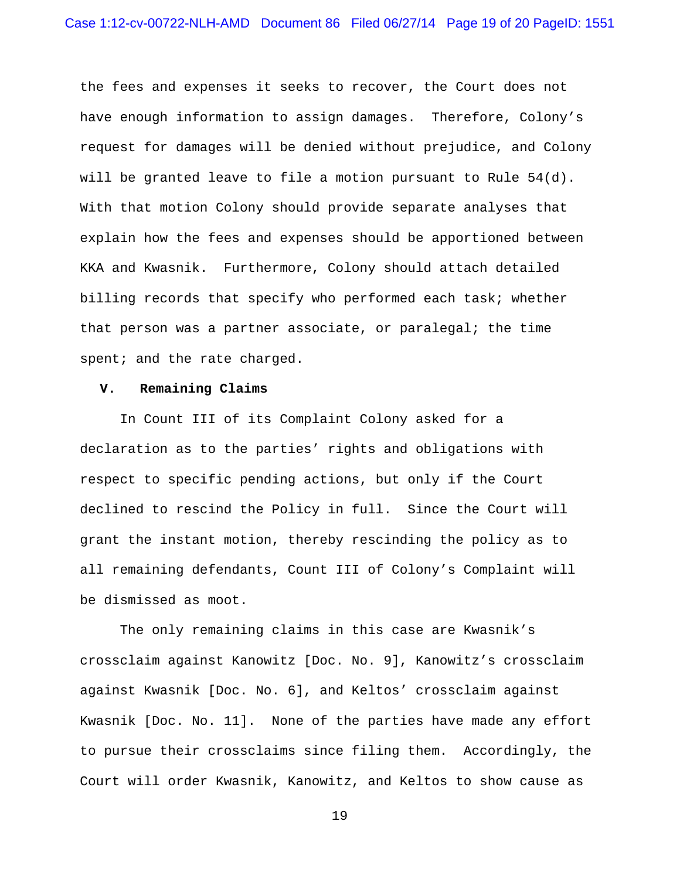the fees and expenses it seeks to recover, the Court does not have enough information to assign damages. Therefore, Colony's request for damages will be denied without prejudice, and Colony will be granted leave to file a motion pursuant to Rule 54(d). With that motion Colony should provide separate analyses that explain how the fees and expenses should be apportioned between KKA and Kwasnik. Furthermore, Colony should attach detailed billing records that specify who performed each task; whether that person was a partner associate, or paralegal; the time spent; and the rate charged.

## V. Remaining Claims

In Count III of its Complaint Colony asked for a declaration as to the parties' rights and obligations with respect to specific pending actions, but only if the Court declined to rescind the Policy in full. Since the Court will grant the instant motion, thereby rescinding the policy as to all remaining defendants, Count III of Colony's Complaint will be dismissed as moot.

The only remaining claims in this case are Kwasnik's crossclaim against Kanowitz [Doc. No. 9], Kanowitz's crossclaim against Kwasnik [Doc. No. 6], and Keltos' crossclaim against Kwasnik [Doc. No. 11]. None of the parties have made any effort to pursue their crossclaims since filing them. Accordingly, the Court will order Kwasnik, Kanowitz, and Keltos to show cause as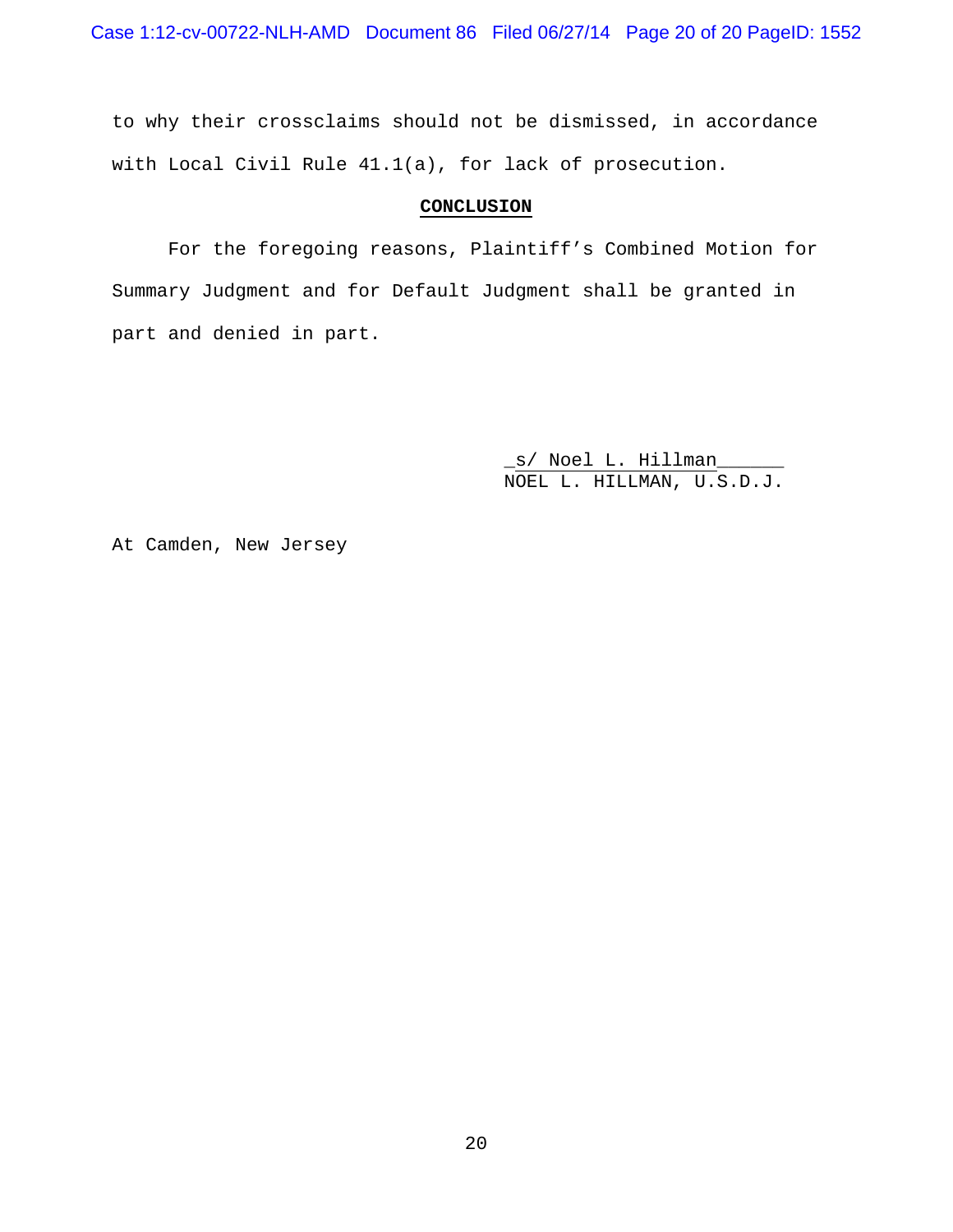to why their crossclaims should not be dismissed, in accordance with Local Civil Rule 41.1(a), for lack of prosecution.

## CONCLUSION

For the foregoing reasons, Plaintiff's Combined Motion for Summary Judgment and for Default Judgment shall be granted in part and denied in part.

s/ Noel L. Hillman
NOEL L. HILLMAN, U.S.D.J.

At Camden, New Jersey